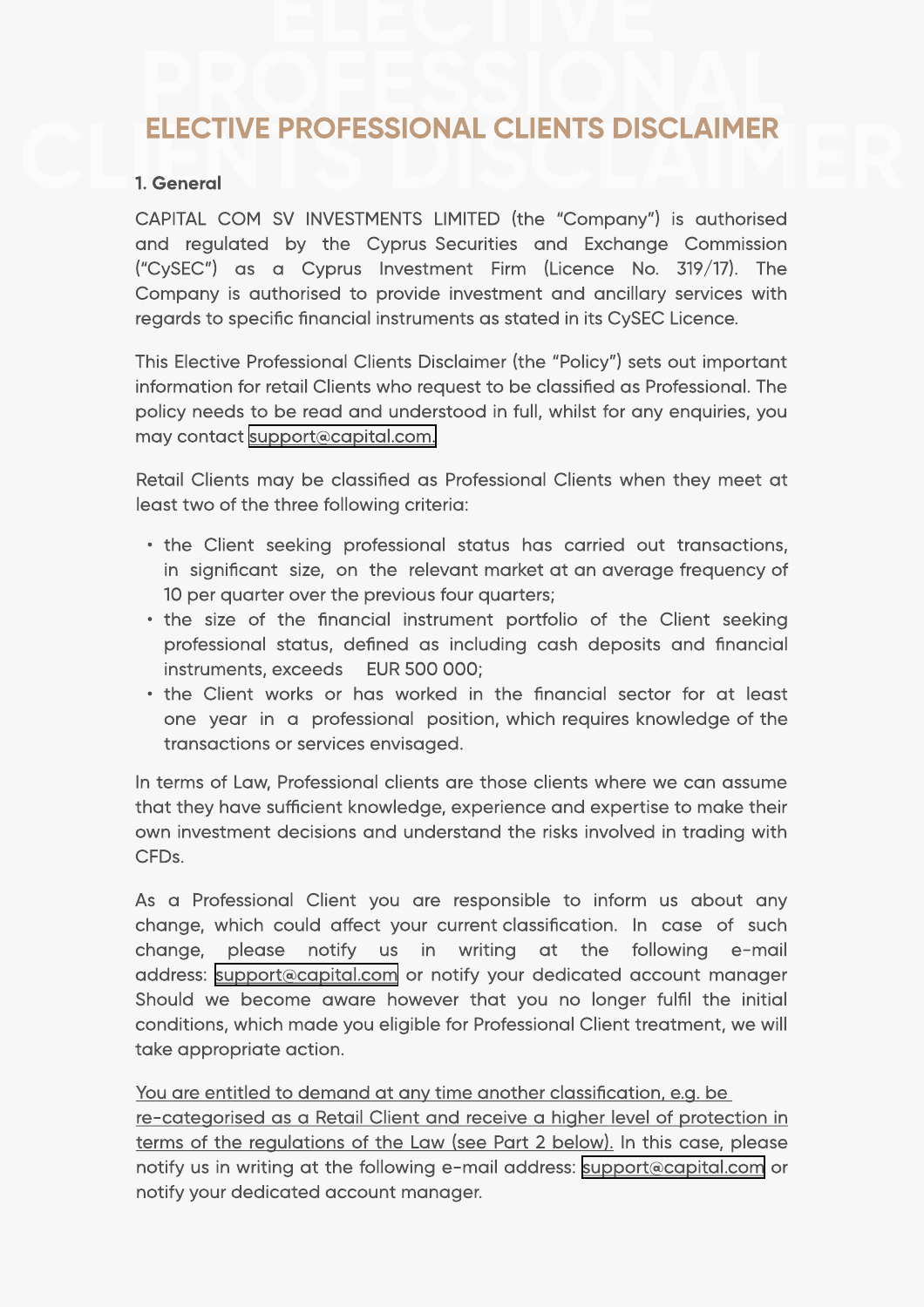# ELECTIVE PROFESSIONAL CLIENTS DISCLAIMER

**1. General**

CAPITAL COM SV INVESTMENTS LIMITED (the "Company") is authorised and regulated by the Cyprus Securities and Exchange Commission ("CySEC") as a Cyprus Investment Firm (Licence No. 319/17). The Company is authorised to provide investment and ancillary services with regards to specific financial instruments as stated in its CySEC Licence.

This Elective Professional Clients Disclaimer (the "Policy") sets out important information for retail Clients who request to be classified as Professional. The policy needs to be read and understood in full, whilst for any enquiries, you may contact support@capital.com.

Retail Clients may be classified as Professional Clients when they meet at least two of the three following criteria:

- the Client seeking professional status has carried out transactions, in significant size, on the relevant market at an average frequency of 10 per quarter over the previous four quarters;
- the size of the financial instrument portfolio of the Client seeking professional status, defined as including cash deposits and financial instruments, exceeds EUR 500 000;
- the Client works or has worked in the financial sector for at least one year in a professional position, which requires knowledge of the transactions or services envisaged.

In terms of Law, Professional clients are those clients where we can assume that they have sufficient knowledge, experience and expertise to make their own investment decisions and understand the risks involved in trading with CFDs.

As a Professional Client you are responsible to inform us about any change, which could affect your current classification. In case of such change, please notify us in writing at the following e-mail address: support@capital.com or notify your dedicated account manager Should we become aware however that you no longer fulfil the initial conditions, which made you eligible for Professional Client treatment, we will take appropriate action.

You are entitled to demand at any time another classification, e.g. be re-categorised as a Retail Client and receive a higher level of protection in terms of the regulations of the Law (see Part 2 below). In this case, please notify us in writing at the following e-mail address: support@capital.com or notify your dedicated account manager.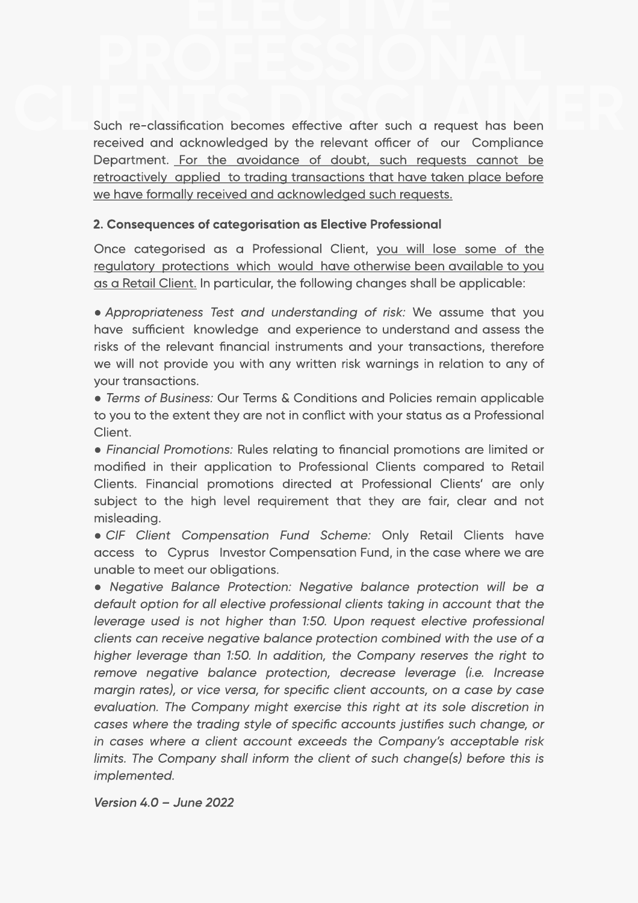Such re-classification becomes effective after such a request has been received and acknowledged by the relevant officer of our Compliance Department. For the avoidance of doubt, such requests cannot be retroactively applied to trading transactions that have taken place before we have formally received and acknowledged such requests.

**2. Consequences of categorisation as Elective Professional**

Once categorised as a Professional Client, you will lose some of the regulatory protections which would have otherwise been available to you as a Retail Client. In particular, the following changes shall be applicable:

- *Appropriateness Test and understanding of risk:* We assume that you have sufficient knowledge and experience to understand and assess the risks of the relevant financial instruments and your transactions, therefore we will not provide you with any written risk warnings in relation to any of your transactions.
- *Terms of Business:* Our Terms & Conditions and Policies remain applicable to you to the extent they are not in conflict with your status as a Professional Client.
- *Financial Promotions:* Rules relating to financial promotions are limited or modified in their application to Professional Clients compared to Retail Clients. Financial promotions directed at Professional Clients' are only subject to the high level requirement that they are fair, clear and not misleading.
- *CIF Client Compensation Fund Scheme:* Only Retail Clients have access to Cyprus Investor Compensation Fund, in the case where we are unable to meet our obligations.
- *Negative Balance Protection: Negative balance protection will be a default option for all elective professional clients taking in account that the leverage used is not higher than 1:50. Upon request elective professional clients can receive negative balance protection combined with the use of a higher leverage than 1:50. In addition, the Company reserves the right to remove negative balance protection, decrease leverage (i.e. Increase margin rates), or vice versa, for specific client accounts, on a case by case evaluation. The Company might exercise this right at its sole discretion in cases where the trading style of specific accounts justifies such change, or in cases where a client account exceeds the Company's acceptable risk limits. The Company shall inform the client of such change(s) before this is implemented.*

***Version 4.0 – June 2022***